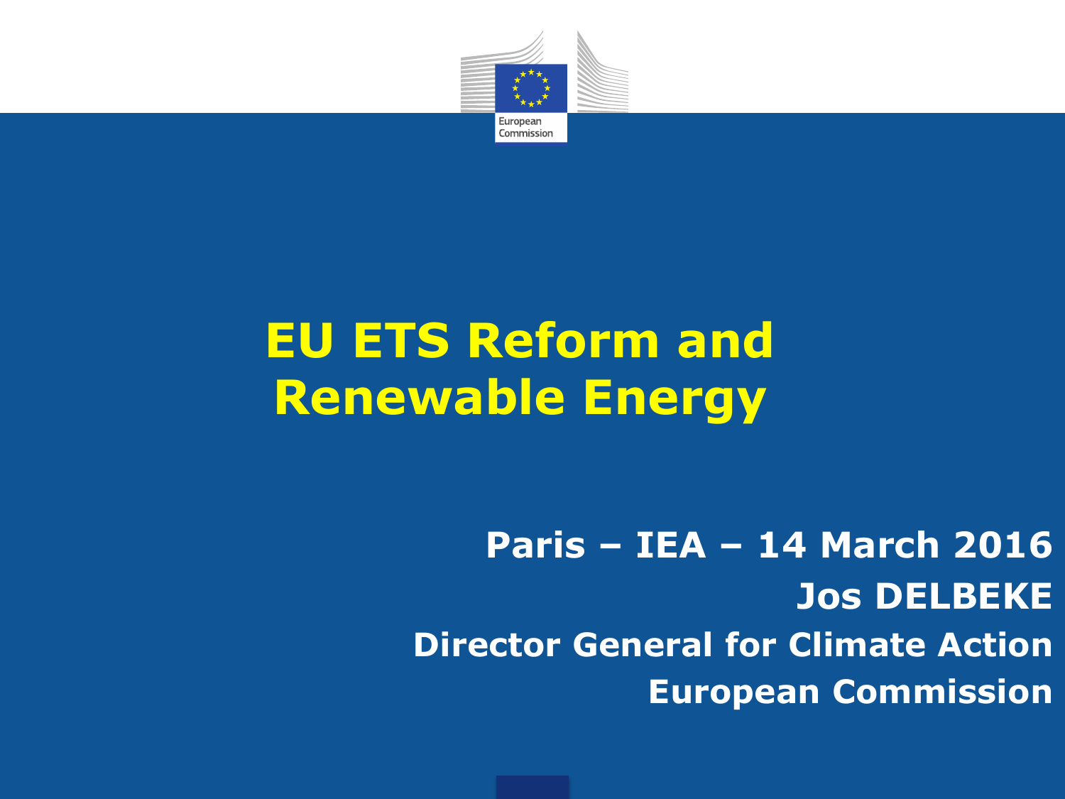# EU ETS Reform and Renewable Energy

**Paris – IEA – 14 March 2016**

**Jos DELBEKE**

**Director General for Climate Action**

**European Commission**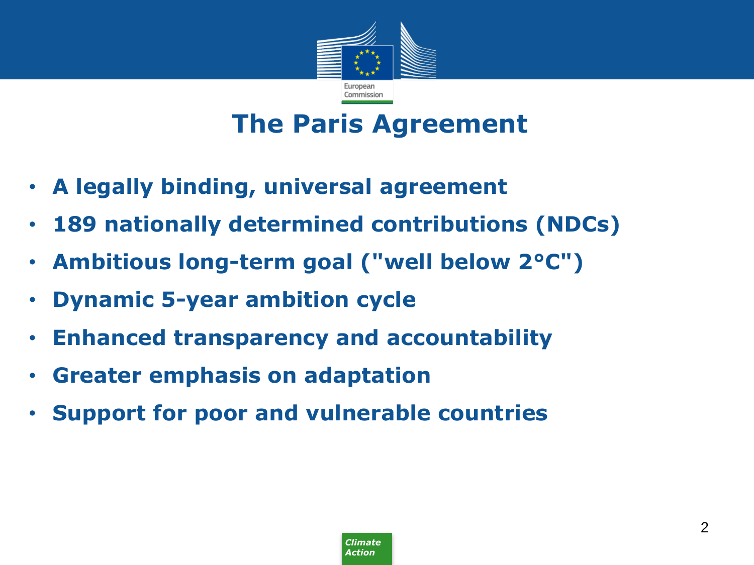# The Paris Agreement

- **A legally binding, universal agreement**
- **189 nationally determined contributions (NDCs)**
- **Ambitious long-term goal ("well below 2°C")**
- **Dynamic 5-year ambition cycle**
- **Enhanced transparency and accountability**
- **Greater emphasis on adaptation**
- **Support for poor and vulnerable countries**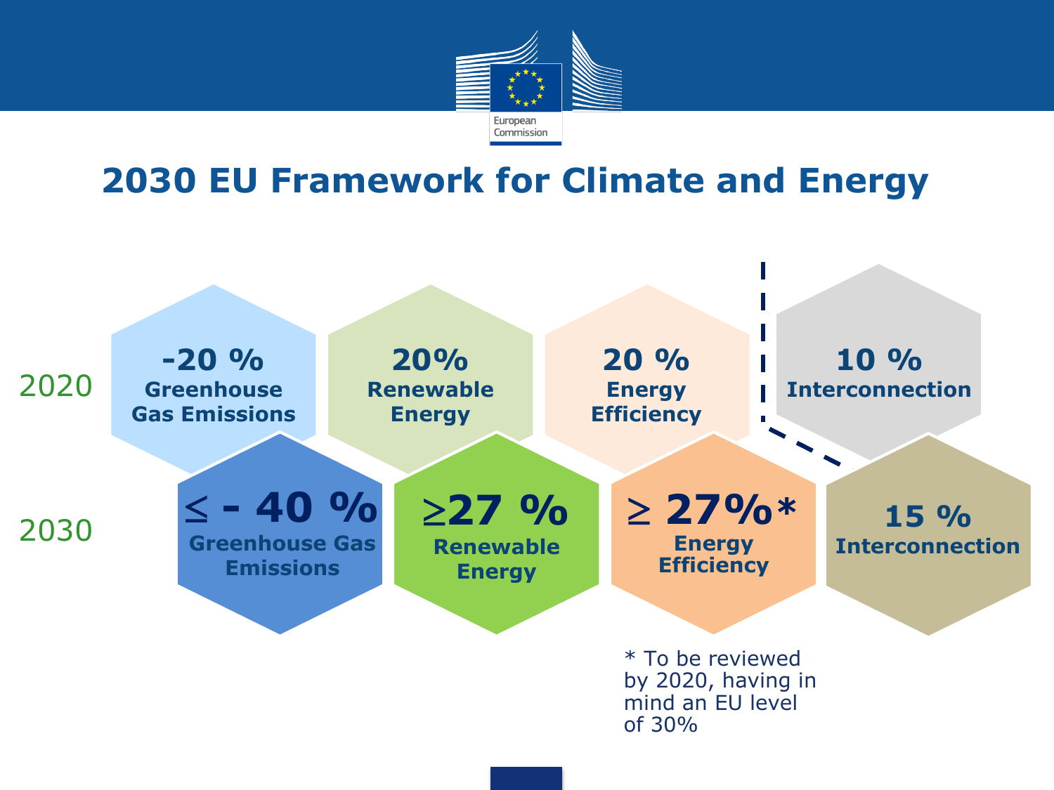# 2030 EU Framework for Climate and Energy

| | Greenhouse Gas Emissions | Renewable Energy | Energy Efficiency | Interconnection |
|---|---|---|---|---|
| 2020 | -20 % | 20% | 20 % | 10 % |
| 2030 | ≤ - 40 % | ≥27 % | ≥ 27%* | 15 % |

\* To be reviewed by 2020, having in mind an EU level of 30%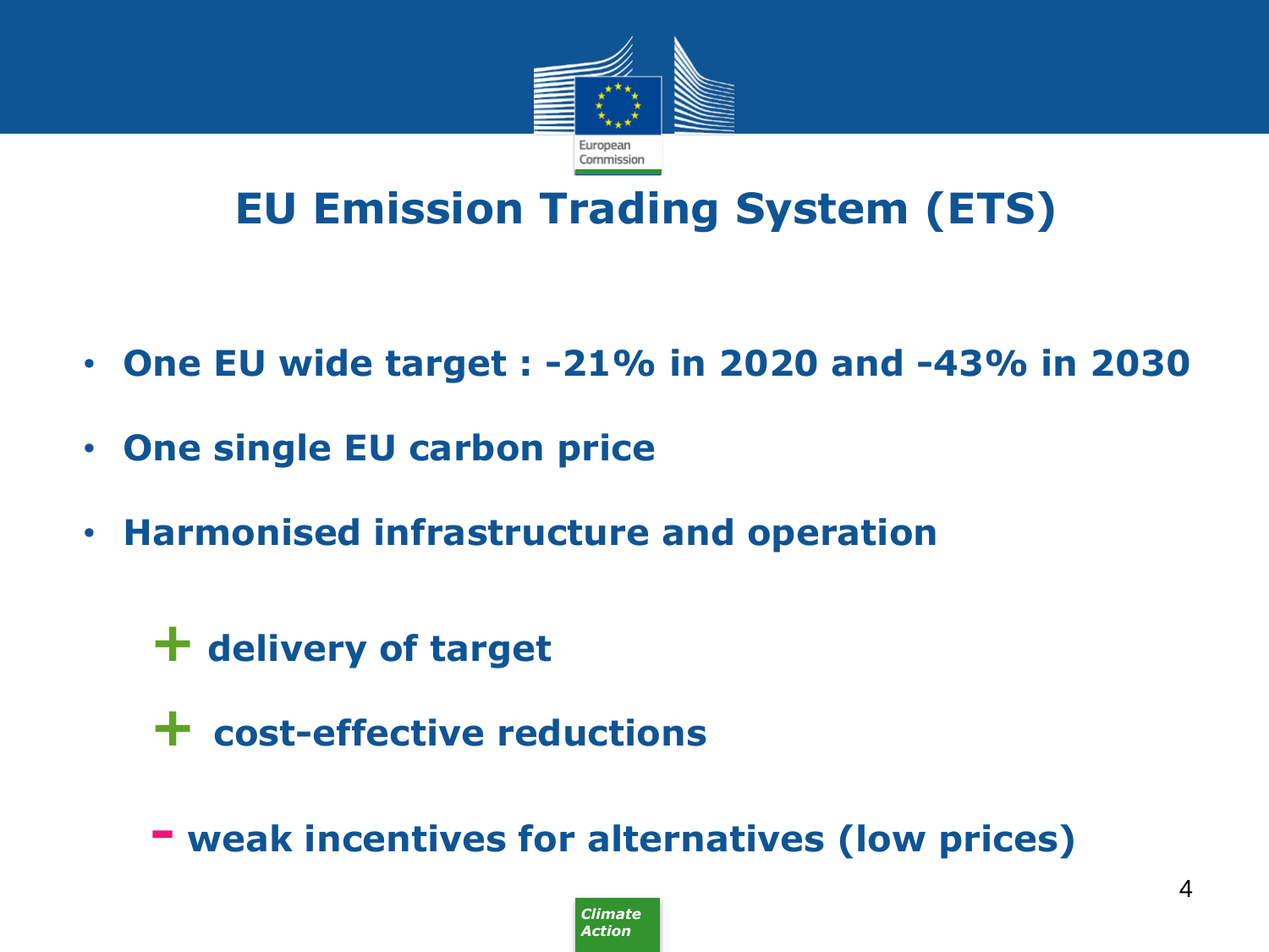# EU Emission Trading System (ETS)

- **One EU wide target : -21% in 2020 and -43% in 2030**
- **One single EU carbon price**
- **Harmonised infrastructure and operation**

**+ delivery of target**

**+ cost-effective reductions**

**- weak incentives for alternatives (low prices)**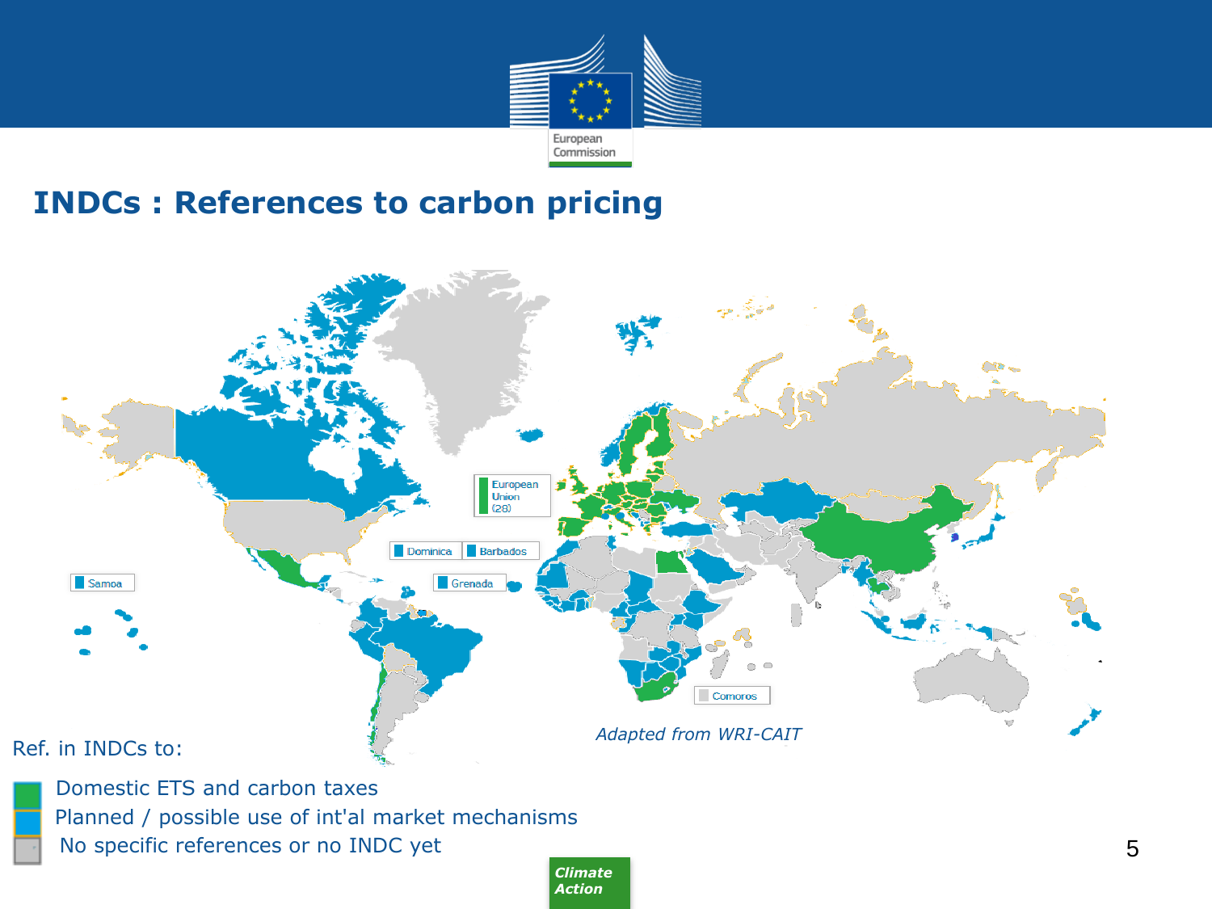# INDCs : References to carbon pricing

European Union (28)

Dominica

Barbados

Samoa

Grenada

Comoros

*Adapted from WRI-CAIT*

Ref. in INDCs to:

- Domestic ETS and carbon taxes
- Planned / possible use of int'al market mechanisms
- No specific references or no INDC yet

***Climate Action***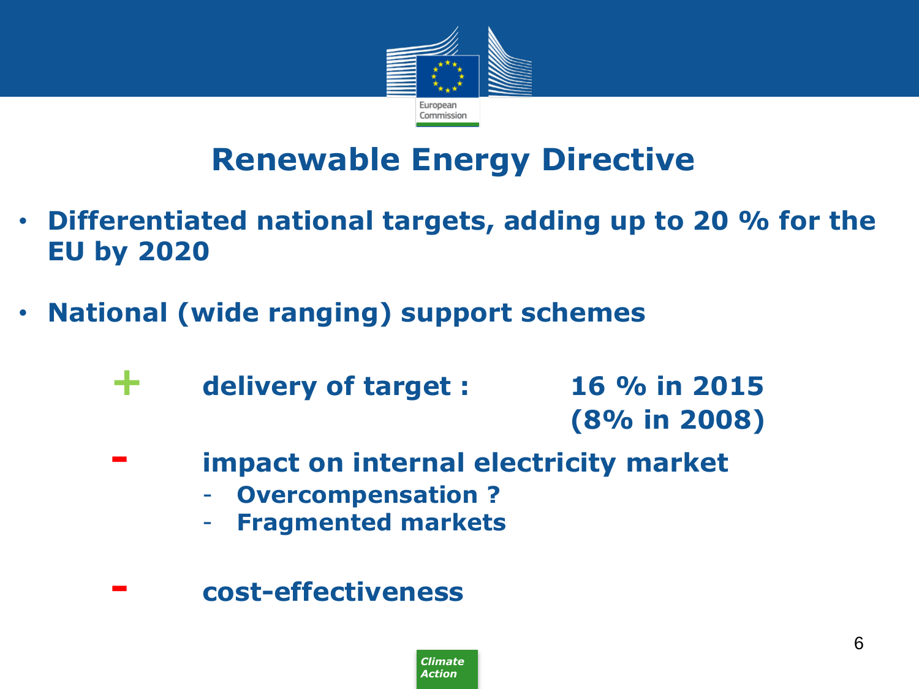# Renewable Energy Directive

- **Differentiated national targets, adding up to 20 % for the EU by 2020**
- **National (wide ranging) support schemes**

**+ delivery of target : 16 % in 2015 (8% in 2008)**

**- impact on internal electricity market**
  - **Overcompensation ?**
  - **Fragmented markets**

**- cost-effectiveness**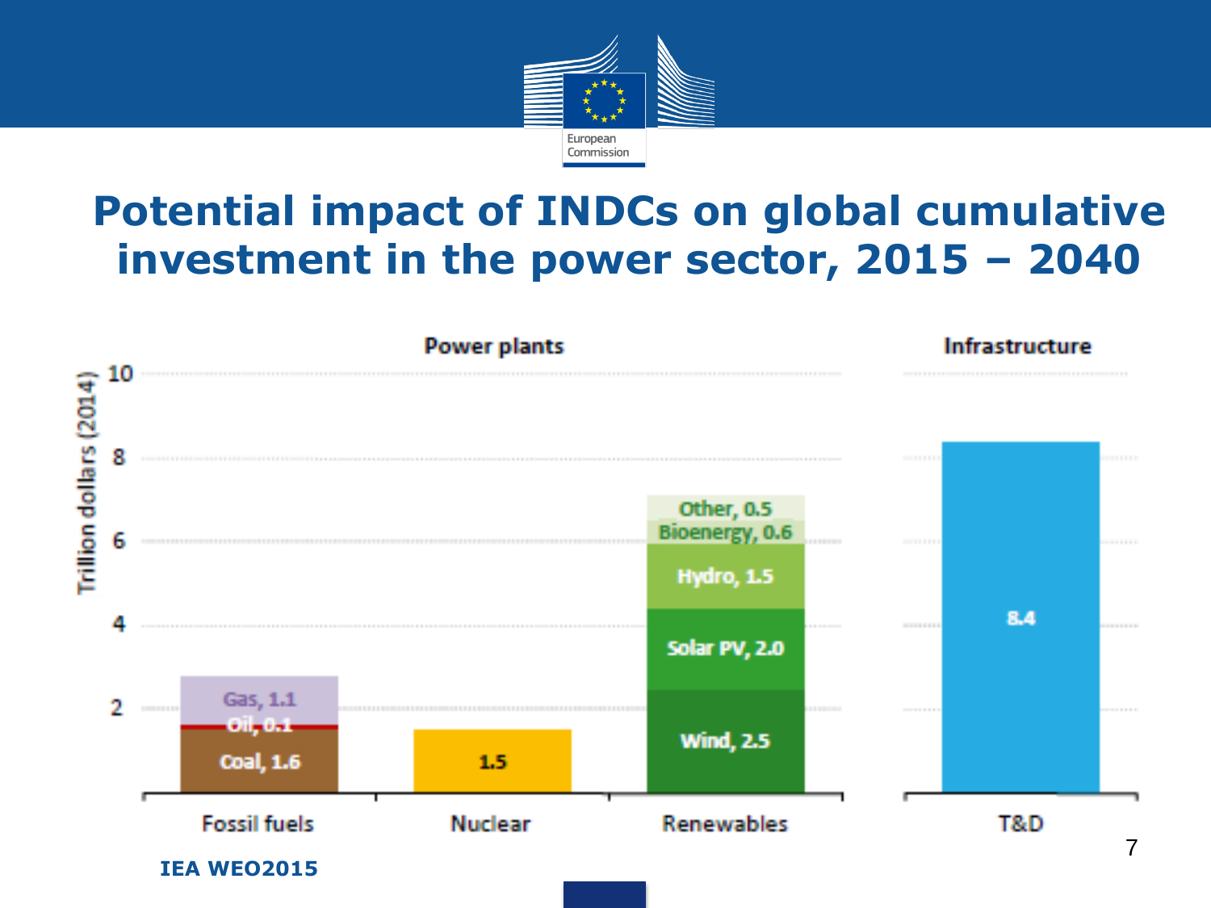# Potential impact of INDCs on global cumulative investment in the power sector, 2015 – 2040

| | Power plants | | | Infrastructure |
|---|---|---|---|---|
| Trillion dollars (2014) | Fossil fuels | Nuclear | Renewables | T&D |
| | Coal, 1.6 | 1.5 | Wind, 2.5 | 8.4 |
| | Oil, 0.1 | | Solar PV, 2.0 | |
| | Gas, 1.1 | | Hydro, 1.5 | |
| | | | Bioenergy, 0.6 | |
| | | | Other, 0.5 | |

IEA WEO2015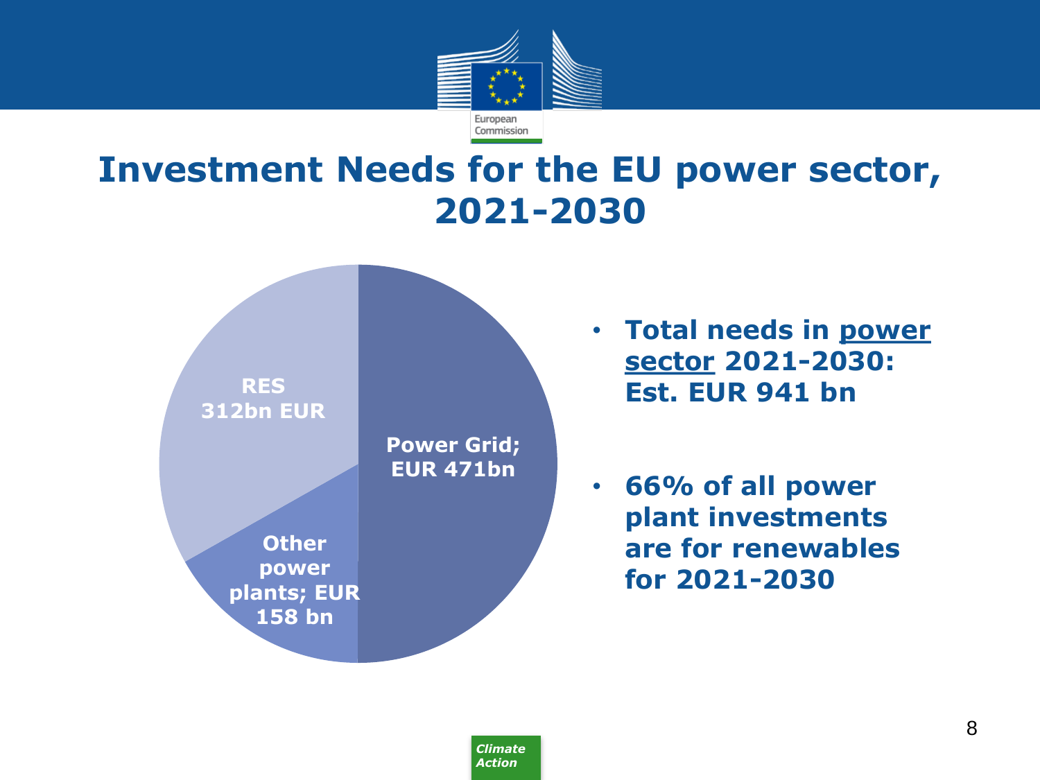# Investment Needs for the EU power sector, 2021-2030

RES
312bn EUR

Power Grid;
EUR 471bn

Other power plants; EUR 158 bn

- **Total needs in <u>power sector</u> 2021-2030: Est. EUR 941 bn**
- **66% of all power plant investments are for renewables for 2021-2030**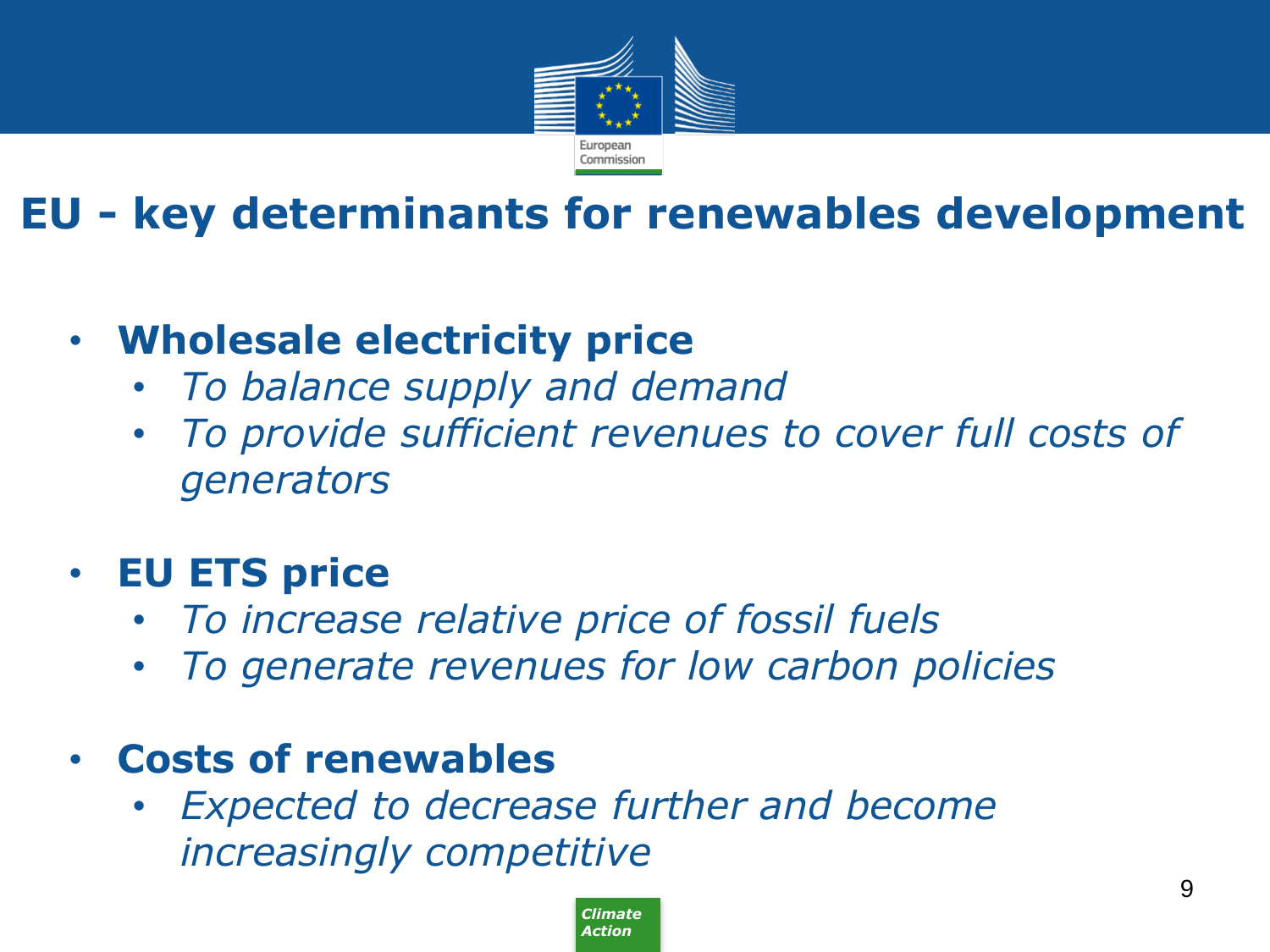# EU - key determinants for renewables development

- **Wholesale electricity price**
  - *To balance supply and demand*
  - *To provide sufficient revenues to cover full costs of generators*

- **EU ETS price**
  - *To increase relative price of fossil fuels*
  - *To generate revenues for low carbon policies*

- **Costs of renewables**
  - *Expected to decrease further and become increasingly competitive*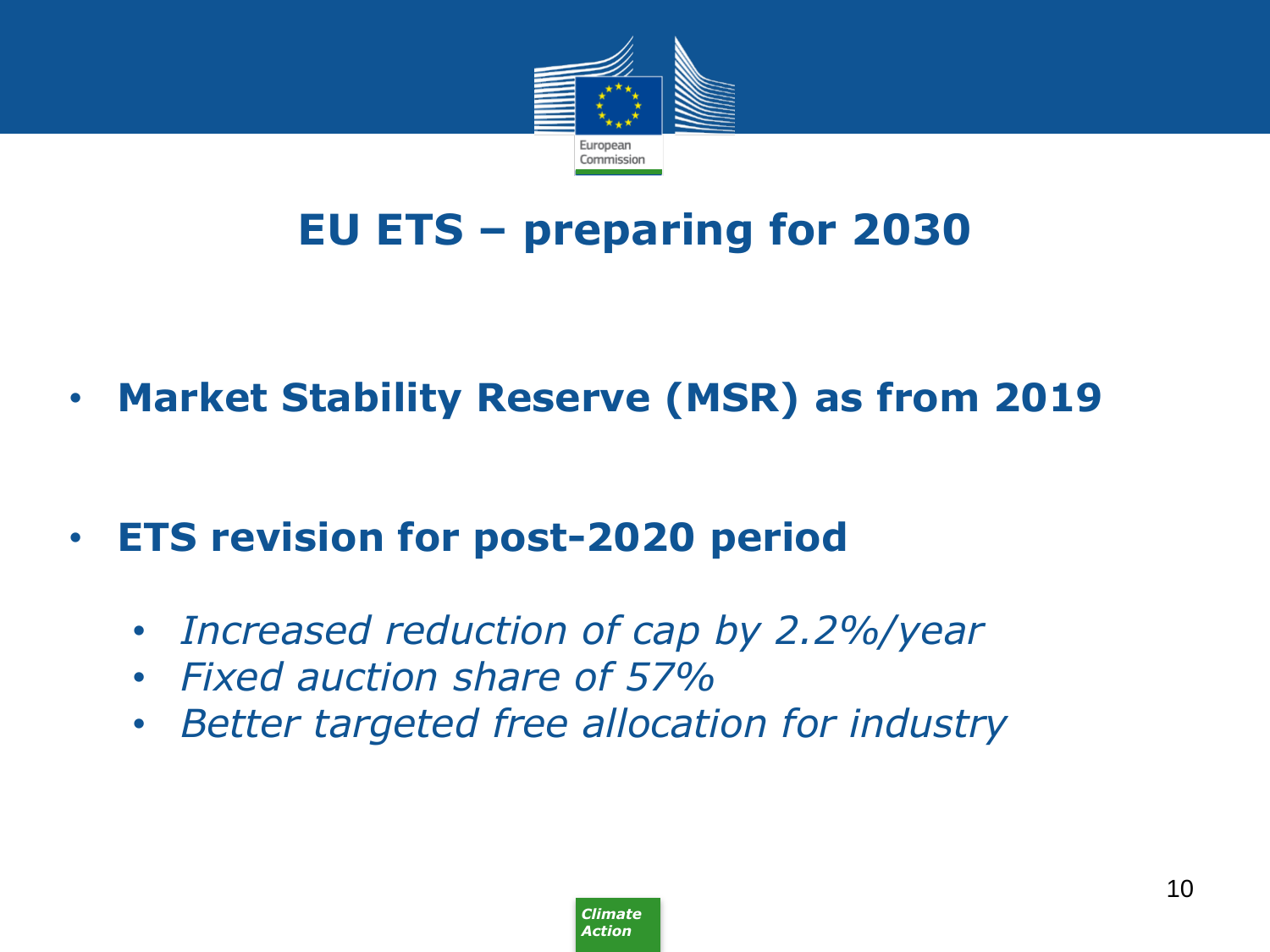# EU ETS – preparing for 2030

- **Market Stability Reserve (MSR) as from 2019**

- **ETS revision for post-2020 period**
  - *Increased reduction of cap by 2.2%/year*
  - *Fixed auction share of 57%*
  - *Better targeted free allocation for industry*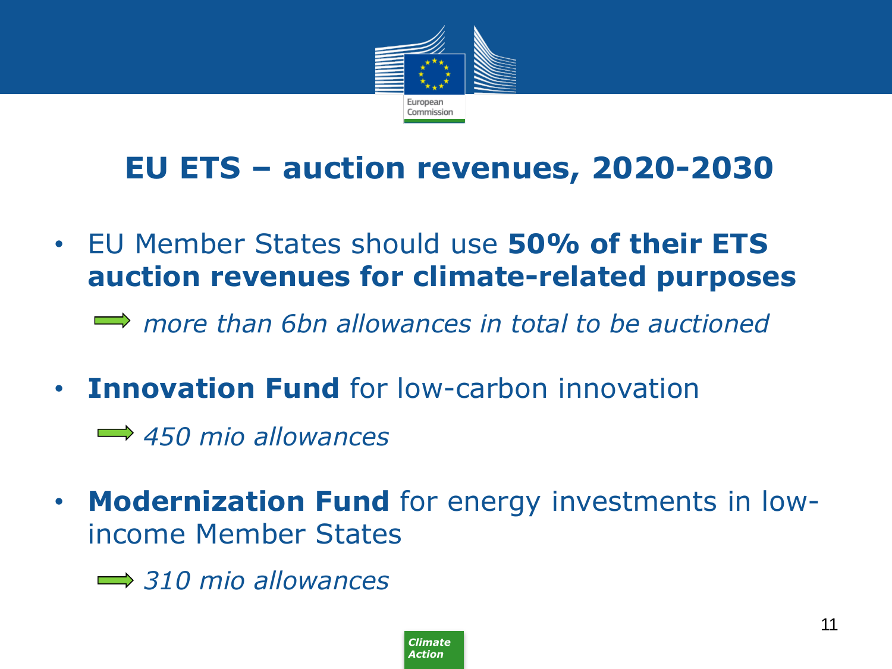# EU ETS – auction revenues, 2020-2030

- EU Member States should use **50% of their ETS auction revenues for climate-related purposes**

  → *more than 6bn allowances in total to be auctioned*

- **Innovation Fund** for low-carbon innovation

  → *450 mio allowances*

- **Modernization Fund** for energy investments in low-income Member States

  → *310 mio allowances*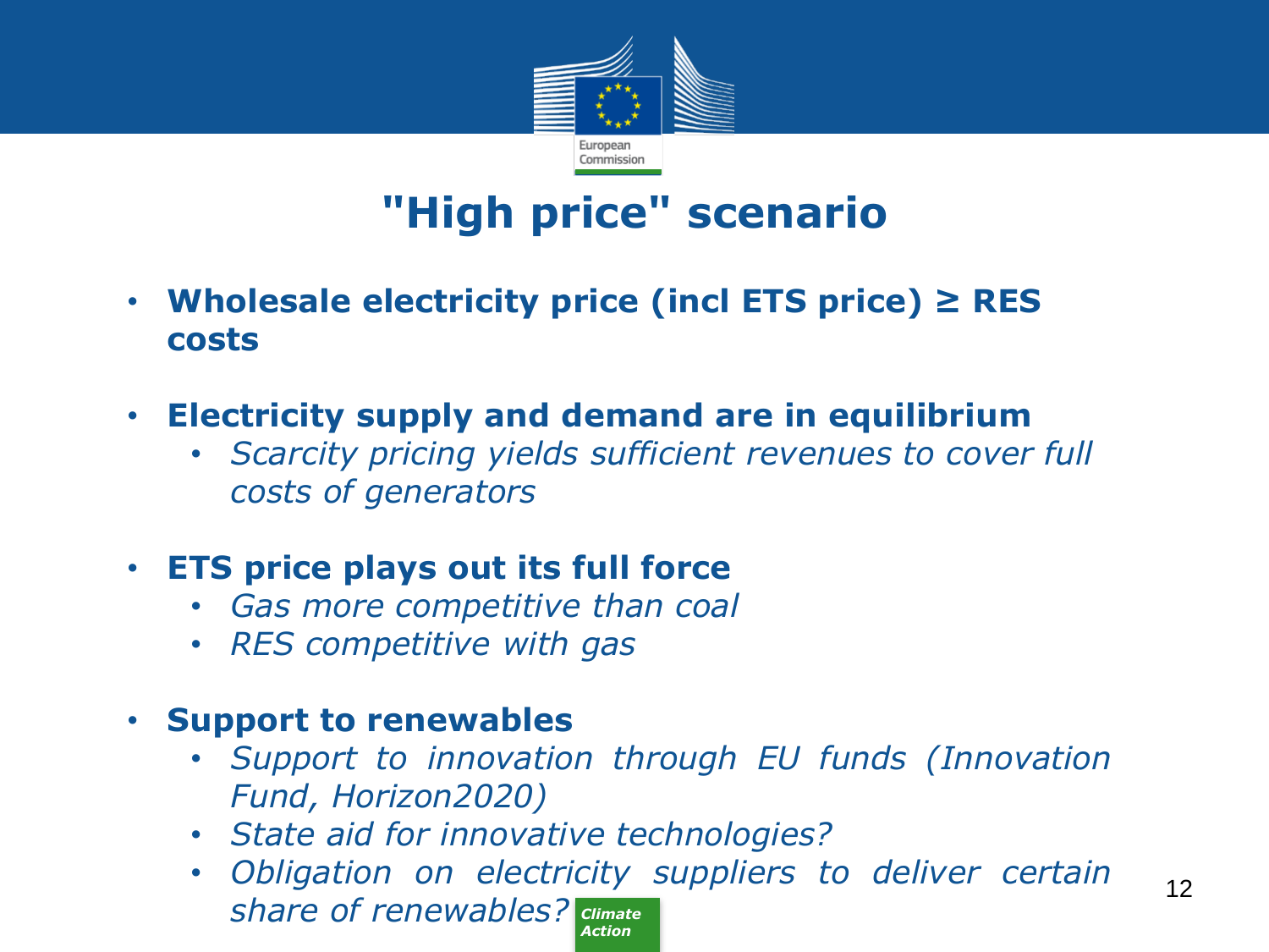# "High price" scenario

- **Wholesale electricity price (incl ETS price) ≥ RES costs**
- **Electricity supply and demand are in equilibrium**
  - *Scarcity pricing yields sufficient revenues to cover full costs of generators*
- **ETS price plays out its full force**
  - *Gas more competitive than coal*
  - *RES competitive with gas*
- **Support to renewables**
  - *Support to innovation through EU funds (Innovation Fund, Horizon2020)*
  - *State aid for innovative technologies?*
  - *Obligation on electricity suppliers to deliver certain share of renewables?*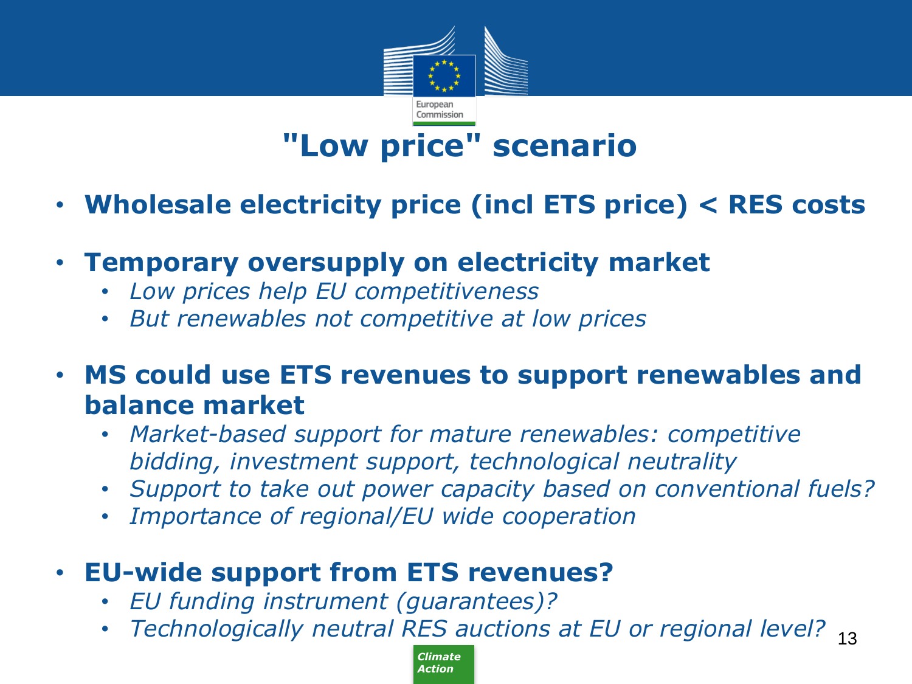# "Low price" scenario

- **Wholesale electricity price (incl ETS price) < RES costs**
- **Temporary oversupply on electricity market**
  - *Low prices help EU competitiveness*
  - *But renewables not competitive at low prices*
- **MS could use ETS revenues to support renewables and balance market**
  - *Market-based support for mature renewables: competitive bidding, investment support, technological neutrality*
  - *Support to take out power capacity based on conventional fuels?*
  - *Importance of regional/EU wide cooperation*
- **EU-wide support from ETS revenues?**
  - *EU funding instrument (guarantees)?*
  - *Technologically neutral RES auctions at EU or regional level?*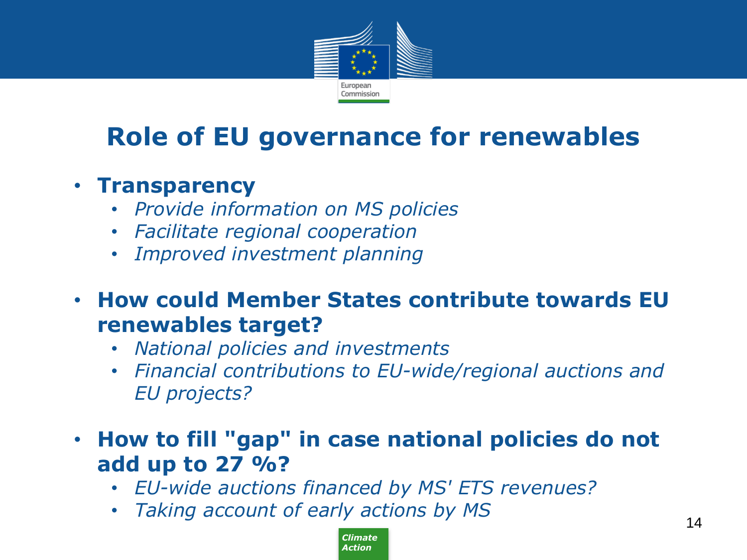# Role of EU governance for renewables

- **Transparency**
  - *Provide information on MS policies*
  - *Facilitate regional cooperation*
  - *Improved investment planning*
- **How could Member States contribute towards EU renewables target?**
  - *National policies and investments*
  - *Financial contributions to EU-wide/regional auctions and EU projects?*
- **How to fill "gap" in case national policies do not add up to 27 %?**
  - *EU-wide auctions financed by MS' ETS revenues?*
  - *Taking account of early actions by MS*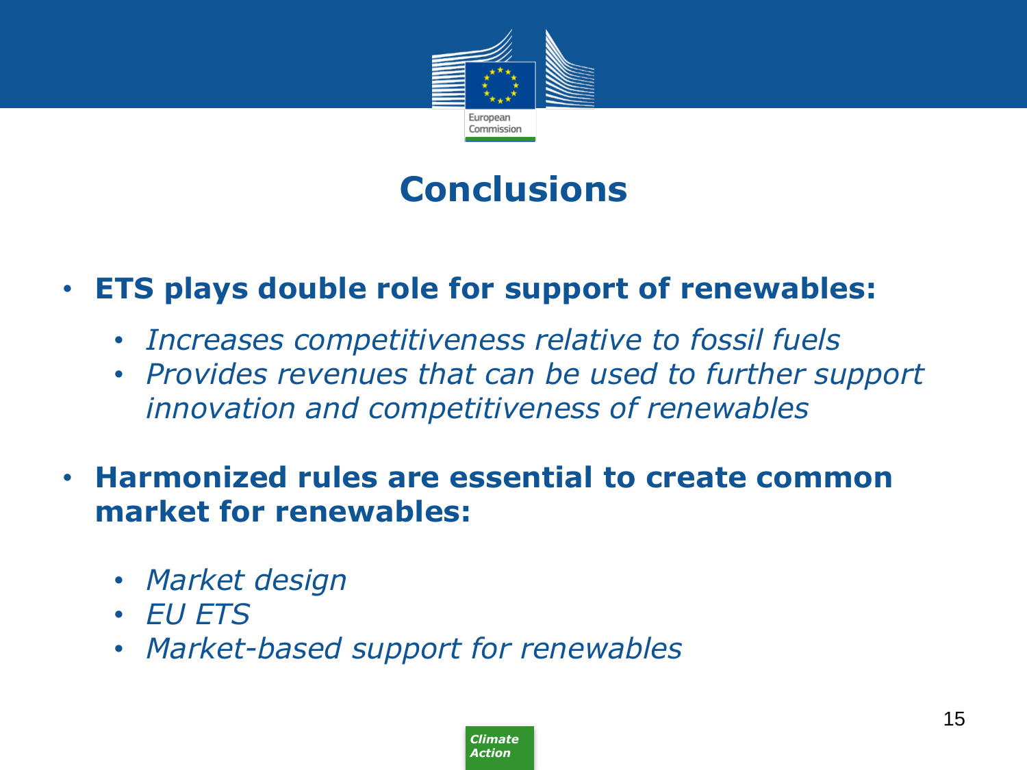# Conclusions

- **ETS plays double role for support of renewables:**
  - *Increases competitiveness relative to fossil fuels*
  - *Provides revenues that can be used to further support innovation and competitiveness of renewables*

- **Harmonized rules are essential to create common market for renewables:**
  - *Market design*
  - *EU ETS*
  - *Market-based support for renewables*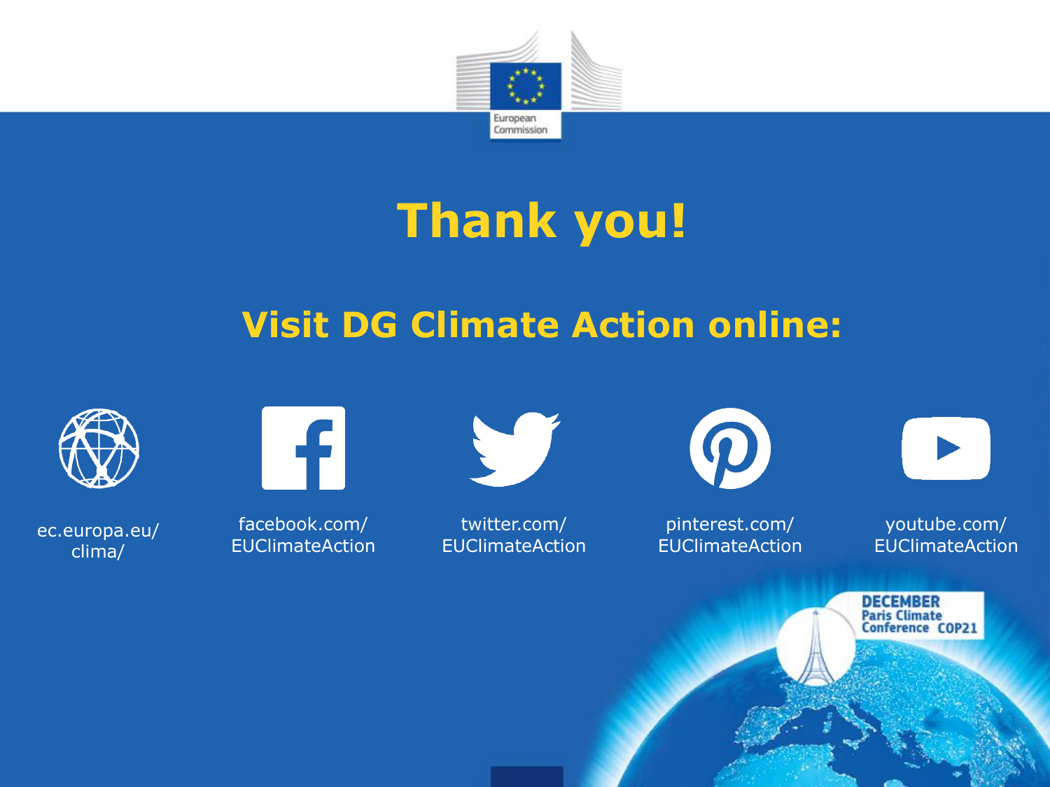# Thank you!

## Visit DG Climate Action online:

ec.europa.eu/clima/

facebook.com/EUClimateAction

twitter.com/EUClimateAction

pinterest.com/EUClimateAction

youtube.com/EUClimateAction